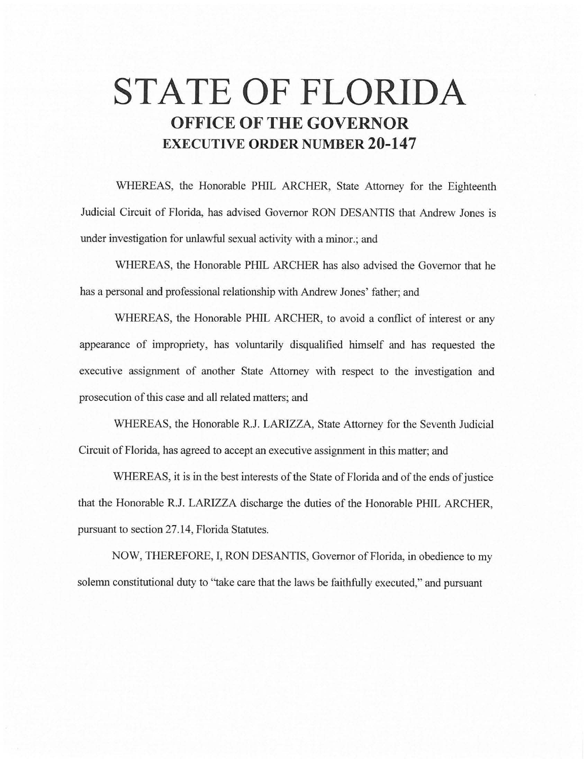# STATE OF FLORIDA

## OFFICE OF THE GOVERNOR

## EXECUTIVE ORDER NUMBER 20-147

WHEREAS, the Honorable PHIL ARCHER, State Attorney for the Eighteenth Judicial Circuit of Florida, has advised Governor RON DESANTIS that Andrew Jones is under investigation for unlawful sexual activity with a minor.; and

WHEREAS, the Honorable PHIL ARCHER has also advised the Governor that he has a personal and professional relationship with Andrew Jones' father; and

WHEREAS, the Honorable PHIL ARCHER, to avoid a conflict of interest or any appearance of impropriety, has voluntarily disqualified himself and has requested the executive assignment of another State Attorney with respect to the investigation and prosecution of this case and all related matters; and

WHEREAS, the Honorable R.J. LARIZZA, State Attorney for the Seventh Judicial Circuit of Florida, has agreed to accept an executive assignment in this matter; and

WHEREAS, it is in the best interests of the State of Florida and of the ends of justice that the Honorable R.J. LARIZZA discharge the duties of the Honorable PHIL ARCHER, pursuant to section 27.14, Florida Statutes.

NOW, THEREFORE, I, RON DESANTIS, Governor of Florida, in obedience to my solemn constitutional duty to "take care that the laws be faithfully executed," and pursuant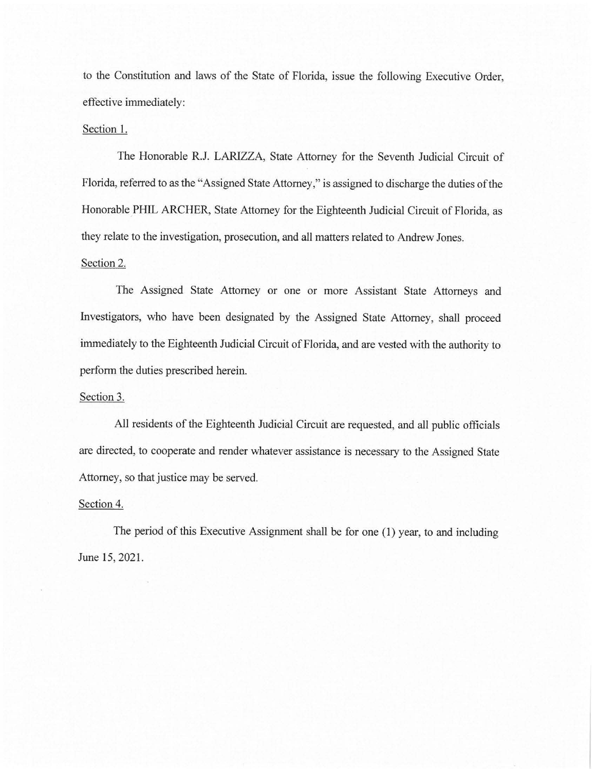to the Constitution and laws of the State of Florida, issue the following Executive Order, effective immediately:

Section 1.

The Honorable R.J. LARIZZA, State Attorney for the Seventh Judicial Circuit of Florida, referred to as the "Assigned State Attorney," is assigned to discharge the duties of the Honorable PHIL ARCHER, State Attorney for the Eighteenth Judicial Circuit of Florida, as they relate to the investigation, prosecution, and all matters related to Andrew Jones.

Section 2.

The Assigned State Attorney or one or more Assistant State Attorneys and Investigators, who have been designated by the Assigned State Attorney, shall proceed immediately to the Eighteenth Judicial Circuit of Florida, and are vested with the authority to perform the duties prescribed herein.

Section 3.

All residents of the Eighteenth Judicial Circuit are requested, and all public officials are directed, to cooperate and render whatever assistance is necessary to the Assigned State Attorney, so that justice may be served.

Section 4.

The period of this Executive Assignment shall be for one (1) year, to and including June 15, 2021.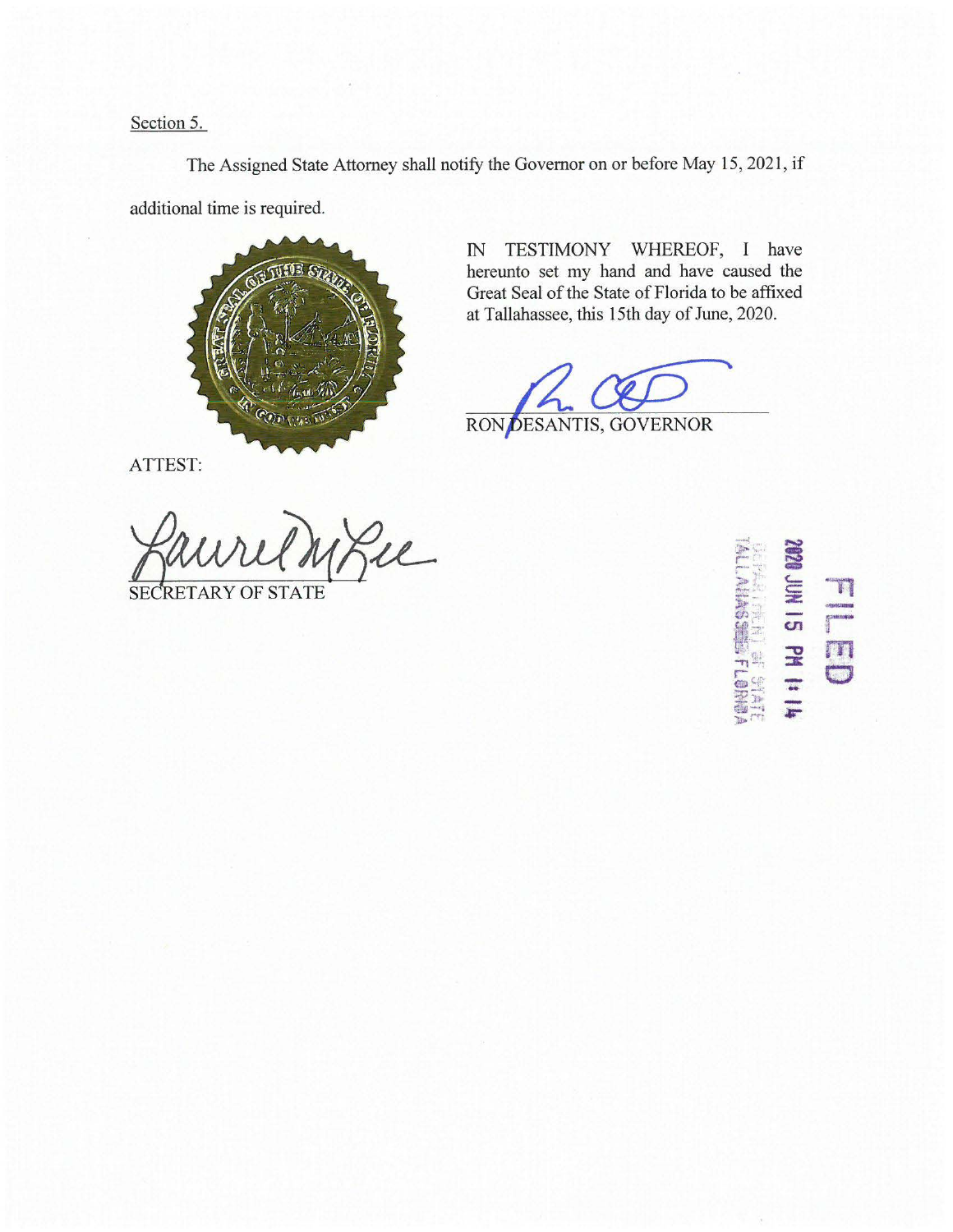Section 5.

The Assigned State Attorney shall notify the Governor on or before May 15, 2021, if additional time is required.

IN TESTIMONY WHEREOF, I have hereunto set my hand and have caused the Great Seal of the State of Florida to be affixed at Tallahassee, this 15th day of June, 2020.

RON DESANTIS, GOVERNOR

ATTEST:

SECRETARY OF STATE

FILED

2020 JUN 15 PM 1:14

DEPARTMENT OF STATE
TALLAHASSEE, FLORIDA